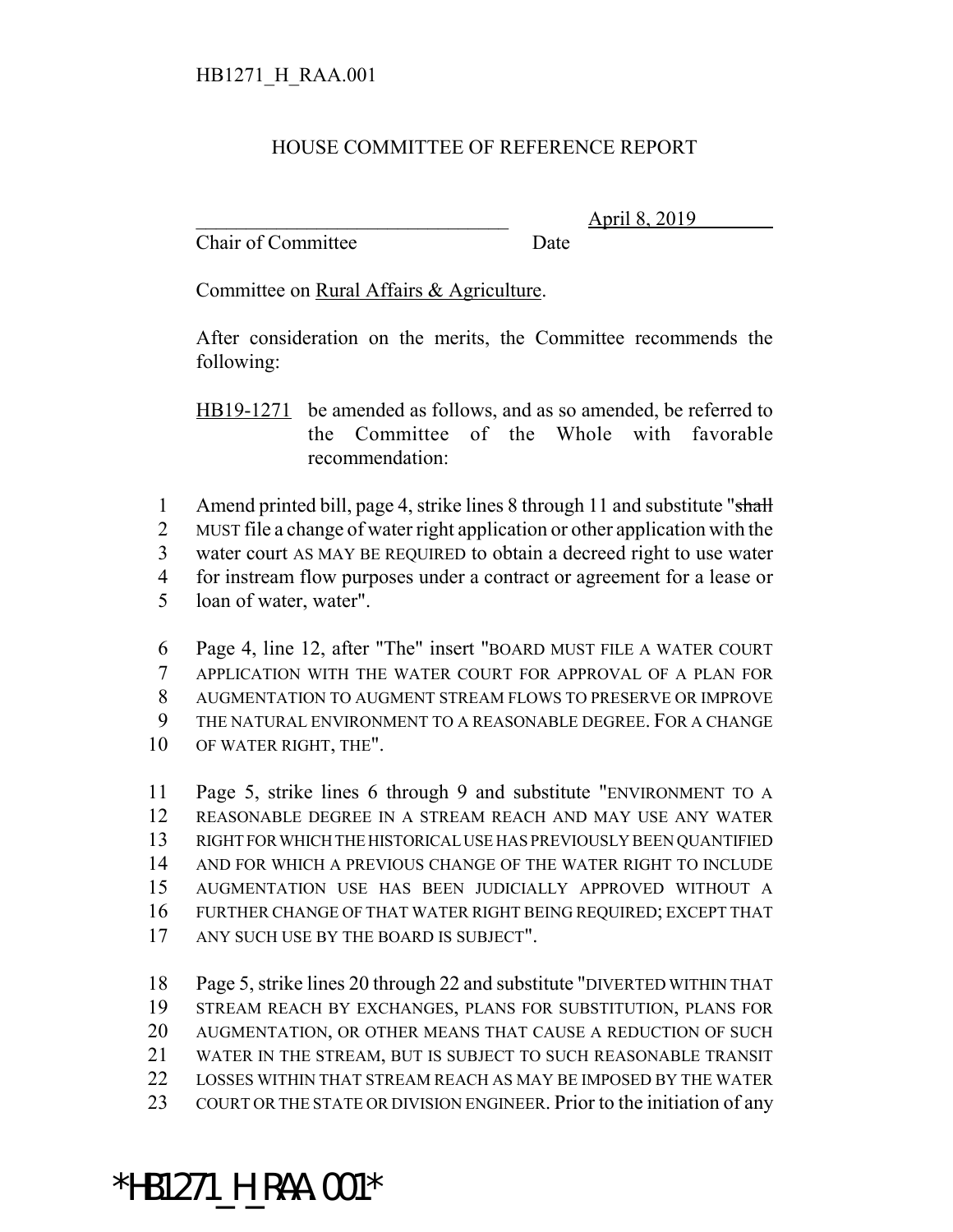HB1271_H_RAA.001

# HOUSE COMMITTEE OF REFERENCE REPORT

_______________________________ April 8, 2019
Chair of Committee Date

Committee on Rural Affairs & Agriculture.

After consideration on the merits, the Committee recommends the following:

HB19-1271 be amended as follows, and as so amended, be referred to the Committee of the Whole with favorable recommendation:

1 Amend printed bill, page 4, strike lines 8 through 11 and substitute "~~shall~~
2 MUST file a change of water right application or other application with the
3 water court AS MAY BE REQUIRED to obtain a decreed right to use water
4 for instream flow purposes under a contract or agreement for a lease or
5 loan of water, water".

6 Page 4, line 12, after "The" insert "BOARD MUST FILE A WATER COURT
7 APPLICATION WITH THE WATER COURT FOR APPROVAL OF A PLAN FOR
8 AUGMENTATION TO AUGMENT STREAM FLOWS TO PRESERVE OR IMPROVE
9 THE NATURAL ENVIRONMENT TO A REASONABLE DEGREE. FOR A CHANGE
10 OF WATER RIGHT, THE".

11 Page 5, strike lines 6 through 9 and substitute "ENVIRONMENT TO A
12 REASONABLE DEGREE IN A STREAM REACH AND MAY USE ANY WATER
13 RIGHT FOR WHICH THE HISTORICAL USE HAS PREVIOUSLY BEEN QUANTIFIED
14 AND FOR WHICH A PREVIOUS CHANGE OF THE WATER RIGHT TO INCLUDE
15 AUGMENTATION USE HAS BEEN JUDICIALLY APPROVED WITHOUT A
16 FURTHER CHANGE OF THAT WATER RIGHT BEING REQUIRED; EXCEPT THAT
17 ANY SUCH USE BY THE BOARD IS SUBJECT".

18 Page 5, strike lines 20 through 22 and substitute "DIVERTED WITHIN THAT
19 STREAM REACH BY EXCHANGES, PLANS FOR SUBSTITUTION, PLANS FOR
20 AUGMENTATION, OR OTHER MEANS THAT CAUSE A REDUCTION OF SUCH
21 WATER IN THE STREAM, BUT IS SUBJECT TO SUCH REASONABLE TRANSIT
22 LOSSES WITHIN THAT STREAM REACH AS MAY BE IMPOSED BY THE WATER
23 COURT OR THE STATE OR DIVISION ENGINEER. Prior to the initiation of any

*HB1271_H_RAA.001*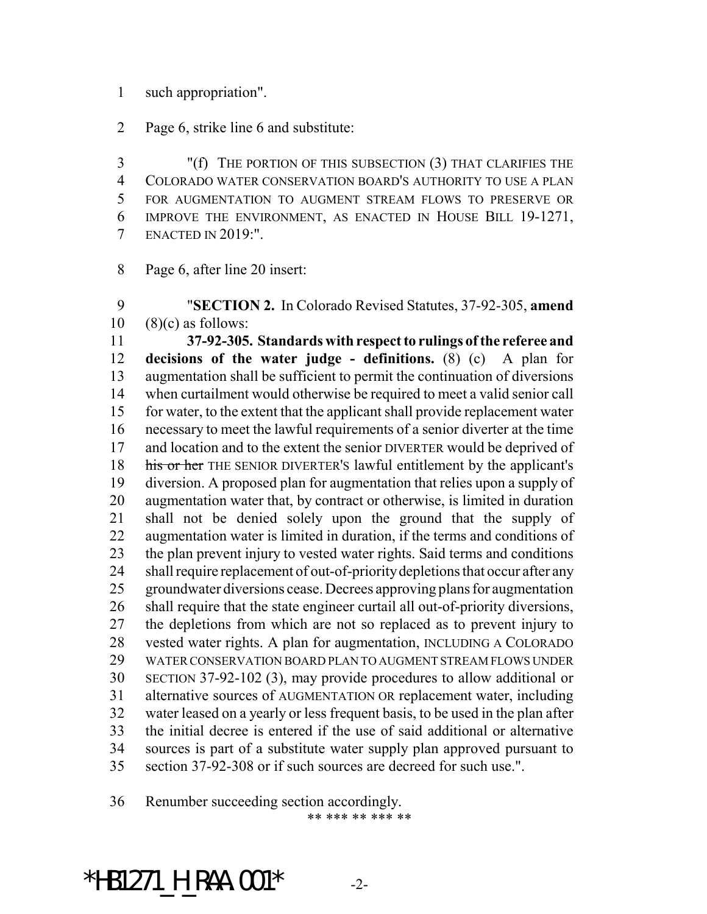such appropriation".

Page 6, strike line 6 and substitute:

"(f) THE PORTION OF THIS SUBSECTION (3) THAT CLARIFIES THE COLORADO WATER CONSERVATION BOARD'S AUTHORITY TO USE A PLAN FOR AUGMENTATION TO AUGMENT STREAM FLOWS TO PRESERVE OR IMPROVE THE ENVIRONMENT, AS ENACTED IN HOUSE BILL 19-1271, ENACTED IN 2019:".

Page 6, after line 20 insert:

"**SECTION 2.** In Colorado Revised Statutes, 37-92-305, **amend** (8)(c) as follows:

**37-92-305. Standards with respect to rulings of the referee and decisions of the water judge - definitions.** (8) (c) A plan for augmentation shall be sufficient to permit the continuation of diversions when curtailment would otherwise be required to meet a valid senior call for water, to the extent that the applicant shall provide replacement water necessary to meet the lawful requirements of a senior diverter at the time and location and to the extent the senior DIVERTER would be deprived of ~~his or her~~ THE SENIOR DIVERTER'S lawful entitlement by the applicant's diversion. A proposed plan for augmentation that relies upon a supply of augmentation water that, by contract or otherwise, is limited in duration shall not be denied solely upon the ground that the supply of augmentation water is limited in duration, if the terms and conditions of the plan prevent injury to vested water rights. Said terms and conditions shall require replacement of out-of-priority depletions that occur after any groundwater diversions cease. Decrees approving plans for augmentation shall require that the state engineer curtail all out-of-priority diversions, the depletions from which are not so replaced as to prevent injury to vested water rights. A plan for augmentation, INCLUDING A COLORADO WATER CONSERVATION BOARD PLAN TO AUGMENT STREAM FLOWS UNDER SECTION 37-92-102 (3), may provide procedures to allow additional or alternative sources of AUGMENTATION OR replacement water, including water leased on a yearly or less frequent basis, to be used in the plan after the initial decree is entered if the use of said additional or alternative sources is part of a substitute water supply plan approved pursuant to section 37-92-308 or if such sources are decreed for such use.".

Renumber succeeding section accordingly.

** *** ** *** **

*HB1271_H_RAA.001*